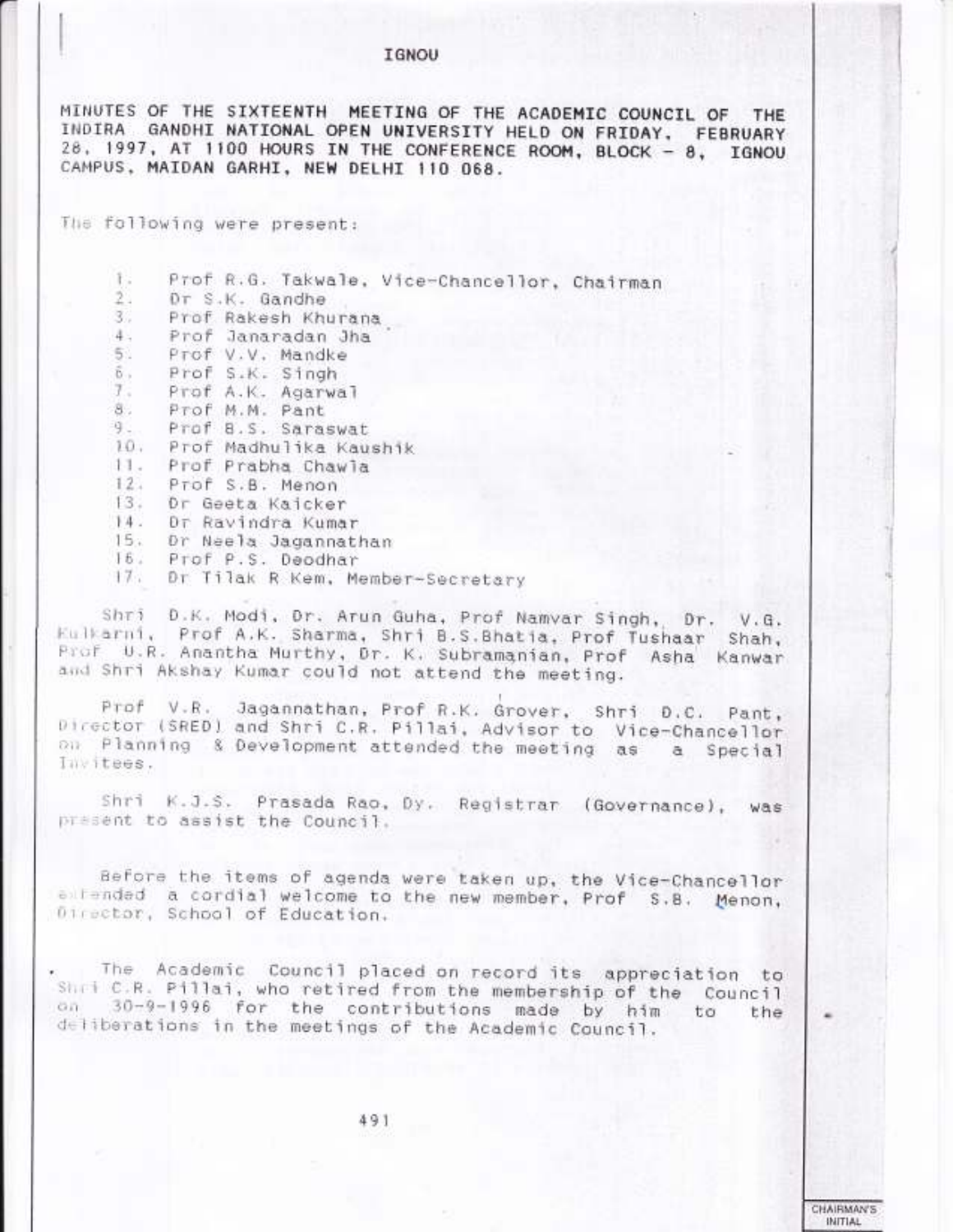# IGNOU

**MINUTES OF THE SIXTEENTH MEETING OF THE ACADEMIC COUNCIL OF THE INDIRA GANDHI NATIONAL OPEN UNIVERSITY HELD ON FRIDAY, FEBRUARY 28, 1997, AT 1100 HOURS IN THE CONFERENCE ROOM, BLOCK - 8, IGNOU CAMPUS, MAIDAN GARHI, NEW DELHI 110 068.**

The following were present:

1. Prof R.G. Takwale, Vice-Chancellor, Chairman
2. Dr S.K. Gandhe
3. Prof Rakesh Khurana
4. Prof Janaradan Jha
5. Prof V.V. Mandke
6. Prof S.K. Singh
7. Prof A.K. Agarwal
8. Prof M.M. Pant
9. Prof B.S. Saraswat
10. Prof Madhulika Kaushik
11. Prof Prabha Chawla
12. Prof S.B. Menon
13. Dr Geeta Kaicker
14. Dr Ravindra Kumar
15. Dr Neela Jagannathan
16. Prof P.S. Deodhar
17. Dr Tilak R Kem, Member-Secretary

Shri D.K. Modi, Dr. Arun Guha, Prof Namvar Singh, Dr. V.G. Kulkarni, Prof A.K. Sharma, Shri B.S.Bhatia, Prof Tushaar Shah, Prof U.R. Anantha Murthy, Dr. K. Subramanian, Prof Asha Kanwar and Shri Akshay Kumar could not attend the meeting.

Prof V.R. Jagannathan, Prof R.K. Grover, Shri D.C. Pant, Director (SRED) and Shri C.R. Pillai, Advisor to Vice-Chancellor on Planning & Development attended the meeting as a Special Invitees.

Shri K.J.S. Prasada Rao, Dy. Registrar (Governance), was present to assist the Council.

Before the items of agenda were taken up, the Vice-Chancellor extended a cordial welcome to the new member, Prof S.B. Menon, Director, School of Education.

The Academic Council placed on record its appreciation to Shri C.R. Pillai, who retired from the membership of the Council on 30-9-1996 for the contributions made by him to the deliberations in the meetings of the Academic Council.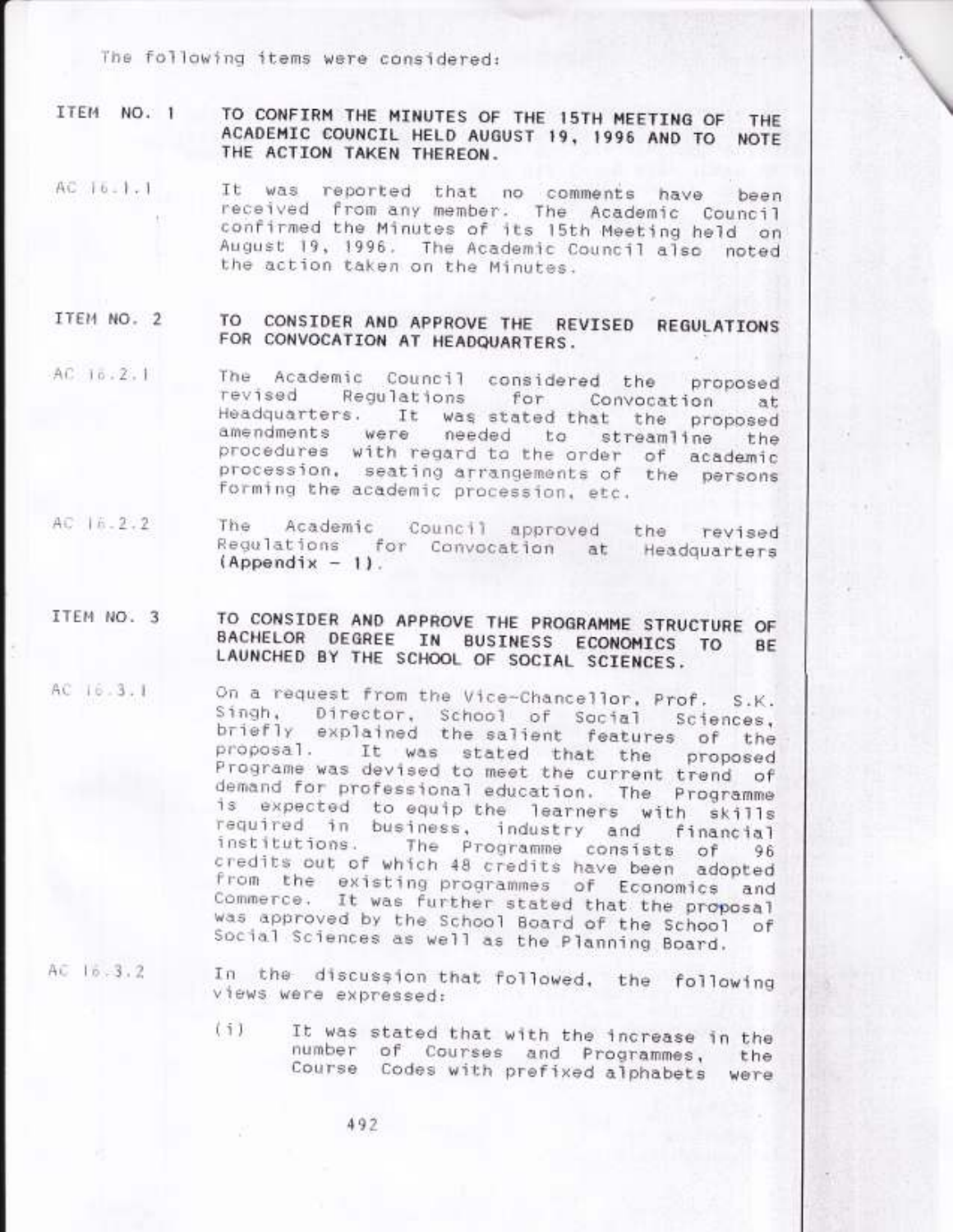The following items were considered:

**ITEM NO. 1** **TO CONFIRM THE MINUTES OF THE 15TH MEETING OF THE ACADEMIC COUNCIL HELD AUGUST 19, 1996 AND TO NOTE THE ACTION TAKEN THEREON.**

AC 16.1.1 It was reported that no comments have been received from any member. The Academic Council confirmed the Minutes of its 15th Meeting held on August 19, 1996. The Academic Council also noted the action taken on the Minutes.

**ITEM NO. 2** **TO CONSIDER AND APPROVE THE REVISED REGULATIONS FOR CONVOCATION AT HEADQUARTERS.**

AC 16.2.1 The Academic Council considered the proposed revised Regulations for Convocation at Headquarters. It was stated that the proposed amendments were needed to streamline the procedures with regard to the order of academic procession, seating arrangements of the persons forming the academic procession, etc.

AC 16.2.2 The Academic Council approved the revised Regulations for Convocation at Headquarters **(Appendix – 1)**.

**ITEM NO. 3** **TO CONSIDER AND APPROVE THE PROGRAMME STRUCTURE OF BACHELOR DEGREE IN BUSINESS ECONOMICS TO BE LAUNCHED BY THE SCHOOL OF SOCIAL SCIENCES.**

AC 16.3.1 On a request from the Vice-Chancellor, Prof. S.K. Singh, Director, School of Social Sciences, briefly explained the salient features of the proposal. It was stated that the proposed Programe was devised to meet the current trend of demand for professional education. The Programme is expected to equip the learners with skills required in business, industry and financial institutions. The Programme consists of 96 credits out of which 48 credits have been adopted from the existing programmes of Economics and Commerce. It was further stated that the proposal was approved by the School Board of the School of Social Sciences as well as the Planning Board.

AC 16.3.2 In the discussion that followed, the following views were expressed:

(i) It was stated that with the increase in the number of Courses and Programmes, the Course Codes with prefixed alphabets were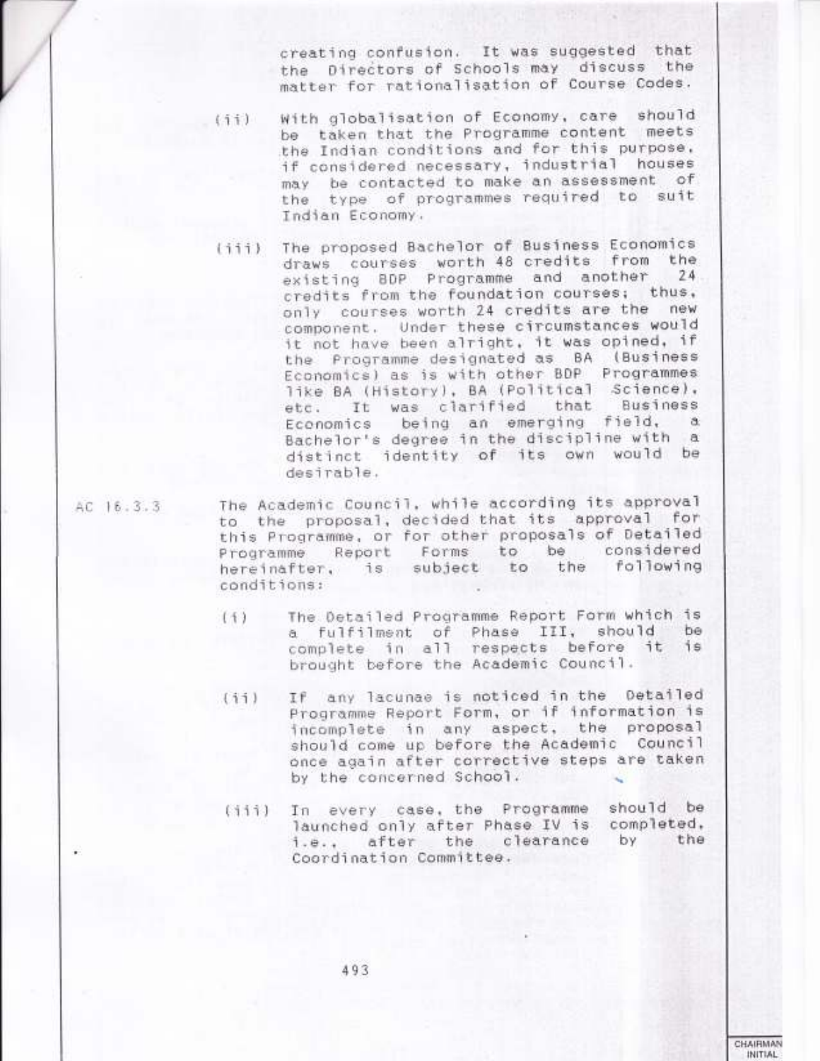creating confusion. It was suggested that the Directors of Schools may discuss the matter for rationalisation of Course Codes.

(ii) With globalisation of Economy, care should be taken that the Programme content meets the Indian conditions and for this purpose, if considered necessary, industrial houses may be contacted to make an assessment of the type of programmes required to suit Indian Economy.

(iii) The proposed Bachelor of Business Economics draws courses worth 48 credits from the existing BDP Programme and another 24 credits from the foundation courses; thus, only courses worth 24 credits are the new component. Under these circumstances would it not have been alright, it was opined, if the Programme designated as BA (Business Economics) as is with other BDP Programmes like BA (History), BA (Political Science), etc. It was clarified that Business Economics being an emerging field, a Bachelor's degree in the discipline with a distinct identity of its own would be desirable.

AC 16.3.3 The Academic Council, while according its approval to the proposal, decided that its approval for this Programme, or for other proposals of Detailed Programme Report Forms to be considered hereinafter, is subject to the following conditions:

(i) The Detailed Programme Report Form which is a fulfilment of Phase III, should be complete in all respects before it is brought before the Academic Council.

(ii) If any lacunae is noticed in the Detailed Programme Report Form, or if information is incomplete in any aspect, the proposal should come up before the Academic Council once again after corrective steps are taken by the concerned School.

(iii) In every case, the Programme should be launched only after Phase IV is completed, i.e., after the clearance by the Coordination Committee.

CHAIRMAN INITIAL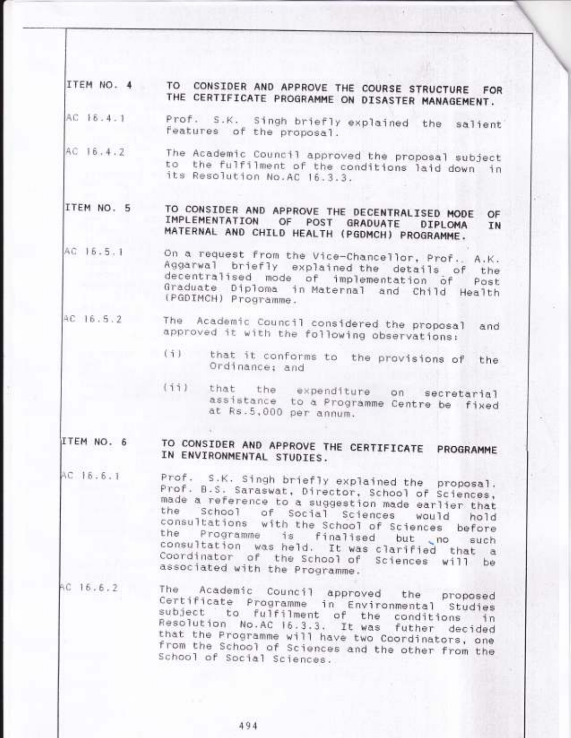**ITEM NO. 4** **TO CONSIDER AND APPROVE THE COURSE STRUCTURE FOR THE CERTIFICATE PROGRAMME ON DISASTER MANAGEMENT.**

AC 16.4.1 Prof. S.K. Singh briefly explained the salient features of the proposal.

AC 16.4.2 The Academic Council approved the proposal subject to the fulfilment of the conditions laid down in its Resolution No.AC 16.3.3.

**ITEM NO. 5** **TO CONSIDER AND APPROVE THE DECENTRALISED MODE OF IMPLEMENTATION OF POST GRADUATE DIPLOMA IN MATERNAL AND CHILD HEALTH (PGDMCH) PROGRAMME.**

AC 16.5.1 On a request from the Vice-Chancellor, Prof.. A.K. Aggarwal briefly explained the details of the decentralised mode of implementation of Post Graduate Diploma in Maternal and Child Health (PGDIMCH) Programme.

AC 16.5.2 The Academic Council considered the proposal and approved it with the following observations:

(i) that it conforms to the provisions of the Ordinance; and

(ii) that the expenditure on secretarial assistance to a Programme Centre be fixed at Rs.5,000 per annum.

**ITEM NO. 6** **TO CONSIDER AND APPROVE THE CERTIFICATE PROGRAMME IN ENVIRONMENTAL STUDIES.**

AC 16.6.1 Prof. S.K. Singh briefly explained the proposal. Prof. B.S. Saraswat, Director, School of Sciences, made a reference to a suggestion made earlier that the School of Social Sciences would hold consultations with the School of Sciences before the Programme is finalised but no such consultation was held. It was clarified that a Coordinator of the School of Sciences will be associated with the Programme.

AC 16.6.2 The Academic Council approved the proposed Certificate Programme in Environmental Studies subject to fulfilment of the conditions in Resolution No.AC 16.3.3. It was futher decided that the Programme will have two Coordinators, one from the School of Sciences and the other from the School of Social Sciences.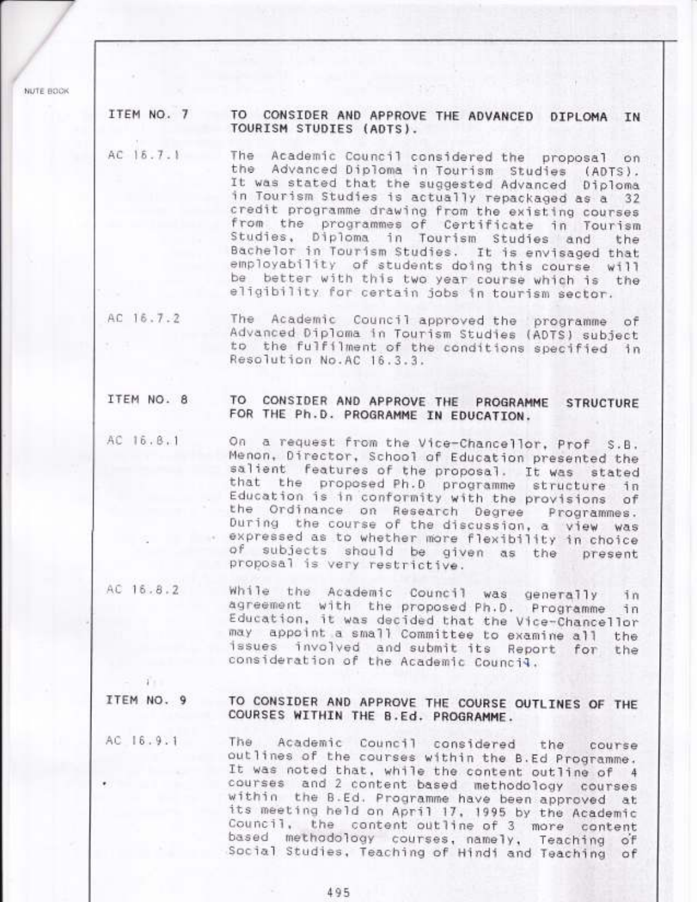**ITEM NO. 7** **TO CONSIDER AND APPROVE THE ADVANCED DIPLOMA IN TOURISM STUDIES (ADTS).**

AC 16.7.1 The Academic Council considered the proposal on the Advanced Diploma in Tourism Studies (ADTS). It was stated that the suggested Advanced Diploma in Tourism Studies is actually repackaged as a 32 credit programme drawing from the existing courses from the programmes of Certificate in Tourism Studies, Diploma in Tourism Studies and the Bachelor in Tourism Studies. It is envisaged that employability of students doing this course will be better with this two year course which is the eligibility for certain jobs in tourism sector.

AC 16.7.2 The Academic Council approved the programme of Advanced Diploma in Tourism Studies (ADTS) subject to the fulfilment of the conditions specified in Resolution No.AC 16.3.3.

**ITEM NO. 8** **TO CONSIDER AND APPROVE THE PROGRAMME STRUCTURE FOR THE Ph.D. PROGRAMME IN EDUCATION.**

AC 16.8.1 On a request from the Vice-Chancellor, Prof S.B. Menon, Director, School of Education presented the salient features of the proposal. It was stated that the proposed Ph.D programme structure in Education is in conformity with the provisions of the Ordinance on Research Degree Programmes. During the course of the discussion, a view was expressed as to whether more flexibility in choice of subjects should be given as the present proposal is very restrictive.

AC 16.8.2 While the Academic Council was generally in agreement with the proposed Ph.D. Programme in Education, it was decided that the Vice-Chancellor may appoint a small Committee to examine all the issues involved and submit its Report for the consideration of the Academic Council.

**ITEM NO. 9** **TO CONSIDER AND APPROVE THE COURSE OUTLINES OF THE COURSES WITHIN THE B.Ed. PROGRAMME.**

AC 16.9.1 The Academic Council considered the course outlines of the courses within the B.Ed Programme. It was noted that, while the content outline of 4 courses and 2 content based methodology courses within the B.Ed. Programme have been approved at its meeting held on April 17, 1995 by the Academic Council, the content outline of 3 more content based methodology courses, namely, Teaching of Social Studies, Teaching of Hindi and Teaching of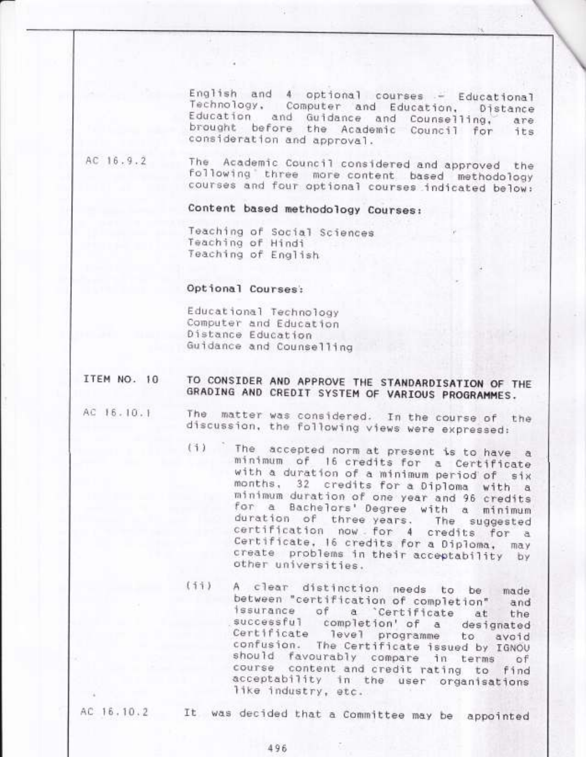English and 4 optional courses - Educational Technology, Computer and Education, Distance Education and Guidance and Counselling, are brought before the Academic Council for its consideration and approval.

AC 16.9.2 The Academic Council considered and approved the following three more content based methodology courses and four optional courses indicated below:

**Content based methodology Courses:**

Teaching of Social Sciences
Teaching of Hindi
Teaching of English

**Optional Courses:**

Educational Technology
Computer and Education
Distance Education
Guidance and Counselling

**ITEM NO. 10 TO CONSIDER AND APPROVE THE STANDARDISATION OF THE GRADING AND CREDIT SYSTEM OF VARIOUS PROGRAMMES.**

AC 16.10.1 The matter was considered. In the course of the discussion, the following views were expressed:

(i) The accepted norm at present is to have a minimum of 16 credits for a Certificate with a duration of a minimum period of six months, 32 credits for a Diploma with a minimum duration of one year and 96 credits for a Bachelors' Degree with a minimum duration of three years. The suggested certification now for 4 credits for a Certificate, 16 credits for a Diploma, may create problems in their acceptability by other universities.

(ii) A clear distinction needs to be made between "certification of completion" and issurance of a 'Certificate at the successful completion' of a designated Certificate level programme to avoid confusion. The Certificate issued by IGNOU should favourably compare in terms of course content and credit rating to find acceptability in the user organisations like industry, etc.

AC 16.10.2 It was decided that a Committee may be appointed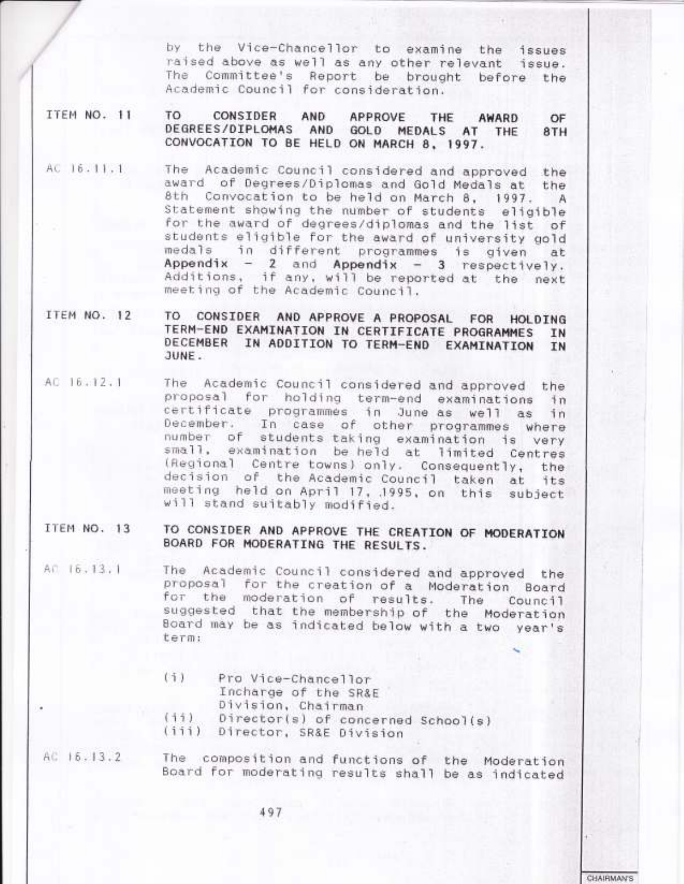by the Vice-Chancellor to examine the issues raised above as well as any other relevant issue. The Committee's Report be brought before the Academic Council for consideration.

**ITEM NO. 11** **TO CONSIDER AND APPROVE THE AWARD OF DEGREES/DIPLOMAS AND GOLD MEDALS AT THE 8TH CONVOCATION TO BE HELD ON MARCH 8, 1997.**

AC 16.11.1 The Academic Council considered and approved the award of Degrees/Diplomas and Gold Medals at the 8th Convocation to be held on March 8, 1997. A Statement showing the number of students eligible for the award of degrees/diplomas and the list of students eligible for the award of university gold medals in different programmes is given at **Appendix – 2** and **Appendix – 3** respectively. Additions, if any, will be reported at the next meeting of the Academic Council.

**ITEM NO. 12** **TO CONSIDER AND APPROVE A PROPOSAL FOR HOLDING TERM-END EXAMINATION IN CERTIFICATE PROGRAMMES IN DECEMBER IN ADDITION TO TERM-END EXAMINATION IN JUNE.**

AC 16.12.1 The Academic Council considered and approved the proposal for holding term-end examinations in certificate programmes in June as well as in December. In case of other programmes where number of students taking examination is very small, examination be held at limited Centres (Regional Centre towns) only. Consequently, the decision of the Academic Council taken at its meeting held on April 17, 1995, on this subject will stand suitably modified.

**ITEM NO. 13** **TO CONSIDER AND APPROVE THE CREATION OF MODERATION BOARD FOR MODERATING THE RESULTS.**

AC 16.13.1 The Academic Council considered and approved the proposal for the creation of a Moderation Board for the moderation of results. The Council suggested that the membership of the Moderation Board may be as indicated below with a two year's term:

(i) Pro Vice-Chancellor Incharge of the SR&E Division, Chairman
(ii) Director(s) of concerned School(s)
(iii) Director, SR&E Division

AC 16.13.2 The composition and functions of the Moderation Board for moderating results shall be as indicated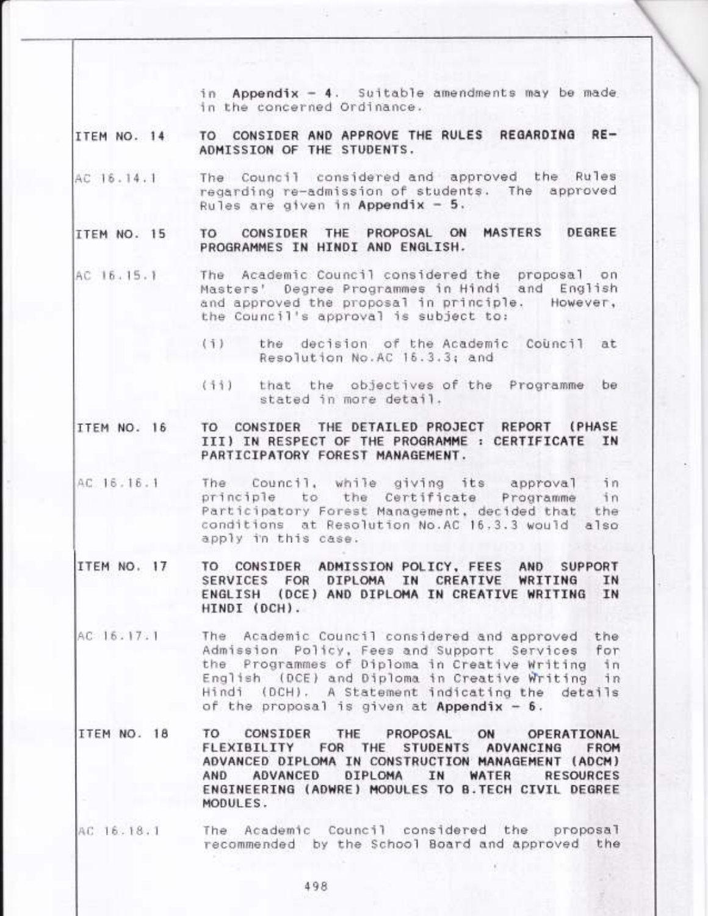in **Appendix – 4**. Suitable amendments may be made in the concerned Ordinance.

**ITEM NO. 14** **TO CONSIDER AND APPROVE THE RULES REGARDING RE-ADMISSION OF THE STUDENTS.**

AC 16.14.1 The Council considered and approved the Rules regarding re-admission of students. The approved Rules are given in **Appendix – 5**.

**ITEM NO. 15** **TO CONSIDER THE PROPOSAL ON MASTERS DEGREE PROGRAMMES IN HINDI AND ENGLISH.**

AC 16.15.1 The Academic Council considered the proposal on Masters' Degree Programmes in Hindi and English and approved the proposal in principle. However, the Council's approval is subject to:

(i) the decision of the Academic Council at Resolution No.AC 16.3.3; and

(ii) that the objectives of the Programme be stated in more detail.

**ITEM NO. 16** **TO CONSIDER THE DETAILED PROJECT REPORT (PHASE III) IN RESPECT OF THE PROGRAMME : CERTIFICATE IN PARTICIPATORY FOREST MANAGEMENT.**

AC 16.16.1 The Council, while giving its approval in principle to the Certificate Programme in Participatory Forest Management, decided that the conditions at Resolution No.AC 16.3.3 would also apply in this case.

**ITEM NO. 17** **TO CONSIDER ADMISSION POLICY, FEES AND SUPPORT SERVICES FOR DIPLOMA IN CREATIVE WRITING IN ENGLISH (DCE) AND DIPLOMA IN CREATIVE WRITING IN HINDI (DCH).**

AC 16.17.1 The Academic Council considered and approved the Admission Policy, Fees and Support Services for the Programmes of Diploma in Creative Writing in English (DCE) and Diploma in Creative Writing in Hindi (DCH). A Statement indicating the details of the proposal is given at **Appendix – 6**.

**ITEM NO. 18** **TO CONSIDER THE PROPOSAL ON OPERATIONAL FLEXIBILITY FOR THE STUDENTS ADVANCING FROM ADVANCED DIPLOMA IN CONSTRUCTION MANAGEMENT (ADCM) AND ADVANCED DIPLOMA IN WATER RESOURCES ENGINEERING (ADWRE) MODULES TO B.TECH CIVIL DEGREE MODULES.**

AC 16.18.1 The Academic Council considered the proposal recommended by the School Board and approved the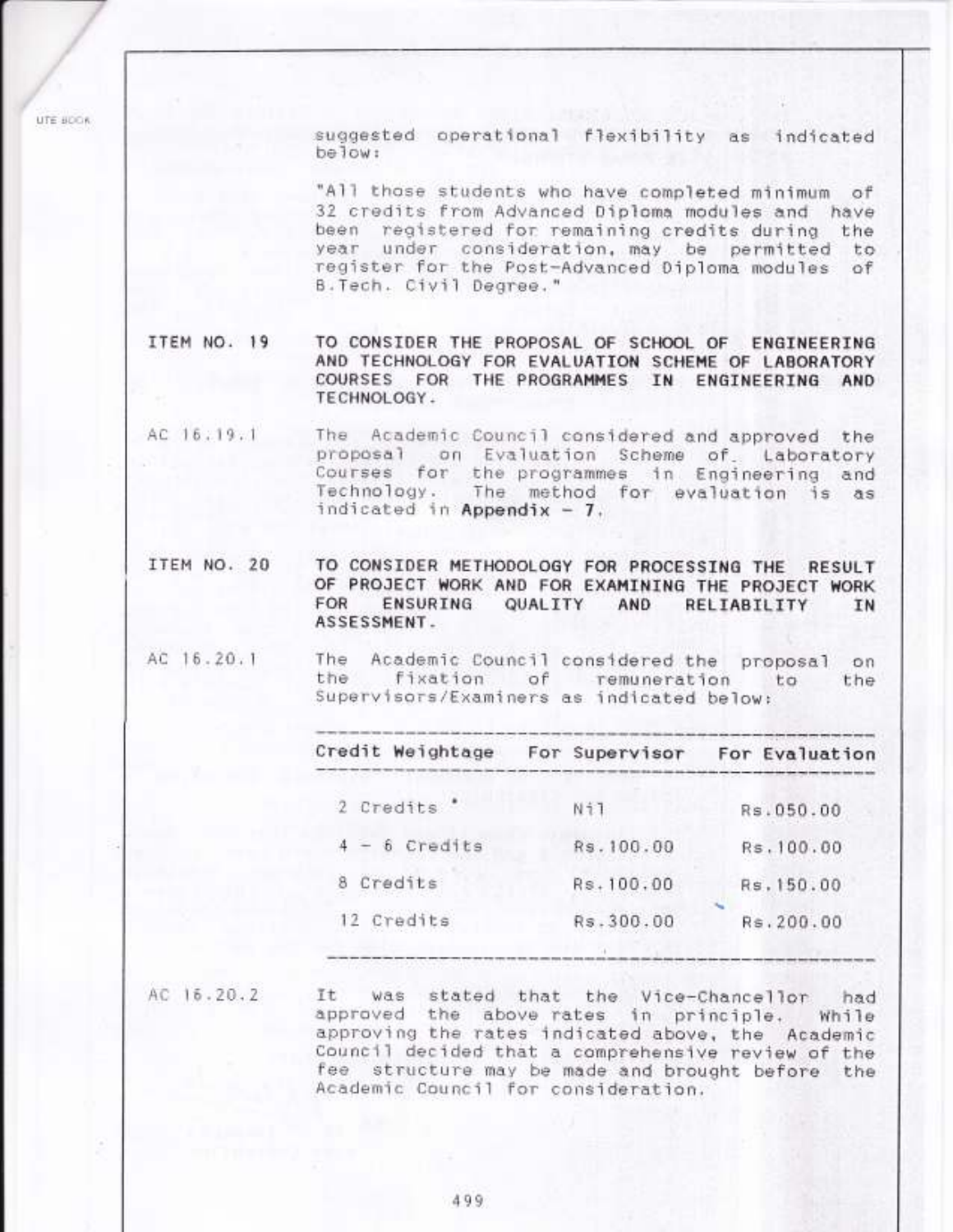suggested operational flexibility as indicated below:

"All those students who have completed minimum of 32 credits from Advanced Diploma modules and have been registered for remaining credits during the year under consideration, may be permitted to register for the Post-Advanced Diploma modules of B.Tech. Civil Degree."

**ITEM NO. 19** **TO CONSIDER THE PROPOSAL OF SCHOOL OF ENGINEERING AND TECHNOLOGY FOR EVALUATION SCHEME OF LABORATORY COURSES FOR THE PROGRAMMES IN ENGINEERING AND TECHNOLOGY.**

AC 16.19.1 The Academic Council considered and approved the proposal on Evaluation Scheme of Laboratory Courses for the programmes in Engineering and Technology. The method for evaluation is as indicated in **Appendix – 7**.

**ITEM NO. 20** **TO CONSIDER METHODOLOGY FOR PROCESSING THE RESULT OF PROJECT WORK AND FOR EXAMINING THE PROJECT WORK FOR ENSURING QUALITY AND RELIABILITY IN ASSESSMENT.**

AC 16.20.1 The Academic Council considered the proposal on the fixation of remuneration to the Supervisors/Examiners as indicated below:

| Credit Weightage | For Supervisor | For Evaluation |
|---|---|---|
| 2 Credits * | Nil | Rs.050.00 |
| 4 – 6 Credits | Rs.100.00 | Rs.100.00 |
| 8 Credits | Rs.100.00 | Rs.150.00 |
| 12 Credits | Rs.300.00 | Rs.200.00 |

AC 16.20.2 It was stated that the Vice-Chancellor had approved the above rates in principle. While approving the rates indicated above, the Academic Council decided that a comprehensive review of the fee structure may be made and brought before the Academic Council for consideration.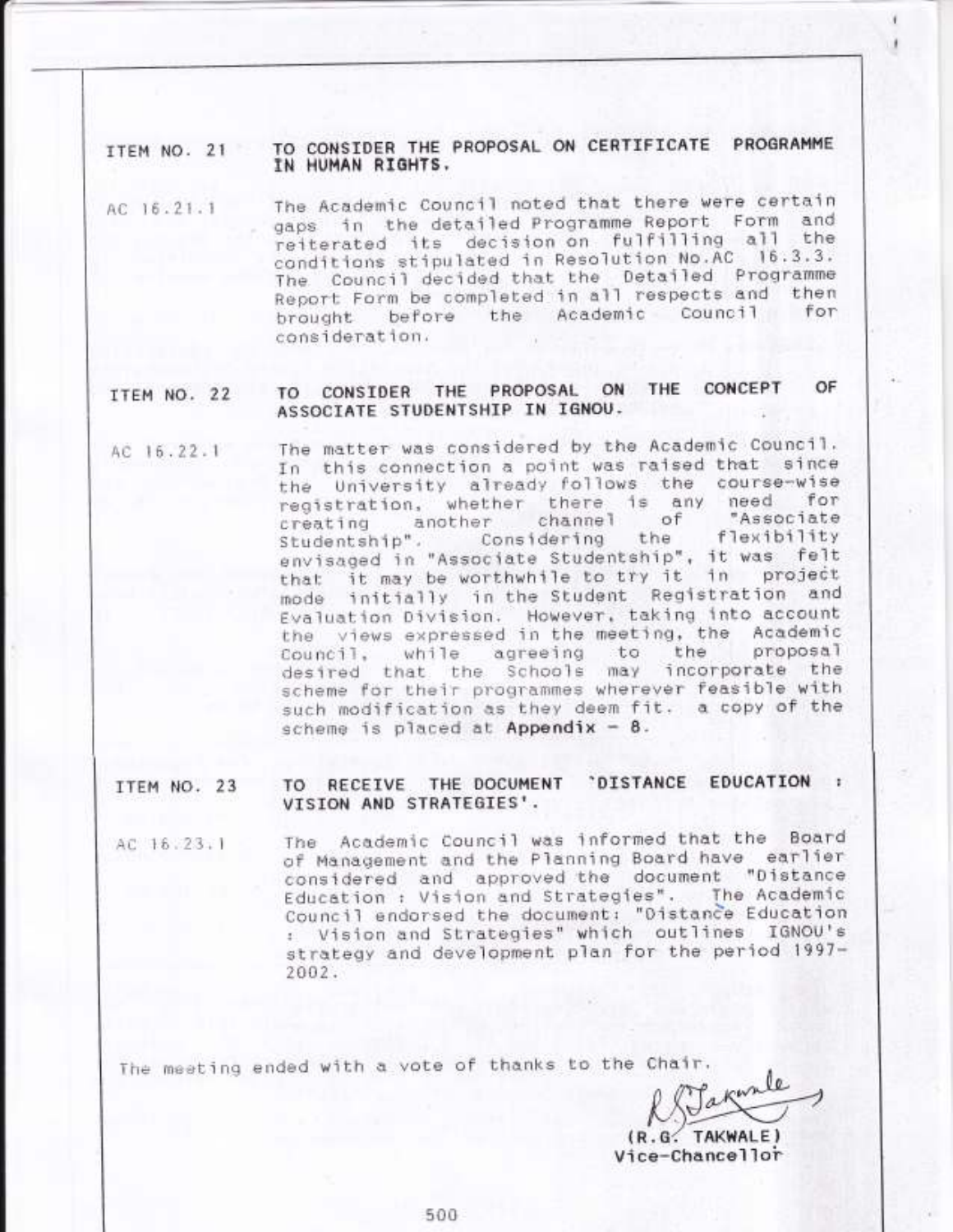**ITEM NO. 21 TO CONSIDER THE PROPOSAL ON CERTIFICATE PROGRAMME IN HUMAN RIGHTS.**

AC 16.21.1 The Academic Council noted that there were certain gaps in the detailed Programme Report Form and reiterated its decision on fulfilling all the conditions stipulated in Resolution No.AC 16.3.3. The Council decided that the Detailed Programme Report Form be completed in all respects and then brought before the Academic Council for consideration.

**ITEM NO. 22 TO CONSIDER THE PROPOSAL ON THE CONCEPT OF ASSOCIATE STUDENTSHIP IN IGNOU.**

AC 16.22.1 The matter was considered by the Academic Council. In this connection a point was raised that since the University already follows the course-wise registration, whether there is any need for creating another channel of "Associate Studentship". Considering the flexibility envisaged in "Associate Studentship", it was felt that it may be worthwhile to try it in project mode initially in the Student Registration and Evaluation Division. However, taking into account the views expressed in the meeting, the Academic Council, while agreeing to the proposal desired that the Schools may incorporate the scheme for their programmes wherever feasible with such modification as they deem fit. a copy of the scheme is placed at **Appendix – 8**.

**ITEM NO. 23 TO RECEIVE THE DOCUMENT 'DISTANCE EDUCATION : VISION AND STRATEGIES'.**

AC 16.23.1 The Academic Council was informed that the Board of Management and the Planning Board have earlier considered and approved the document "Distance Education : Vision and Strategies". The Academic Council endorsed the document: "Distance Education : Vision and Strategies" which outlines IGNOU's strategy and development plan for the period 1997-2002.

The meeting ended with a vote of thanks to the Chair.

(R.G. TAKWALE)
Vice-Chancellor